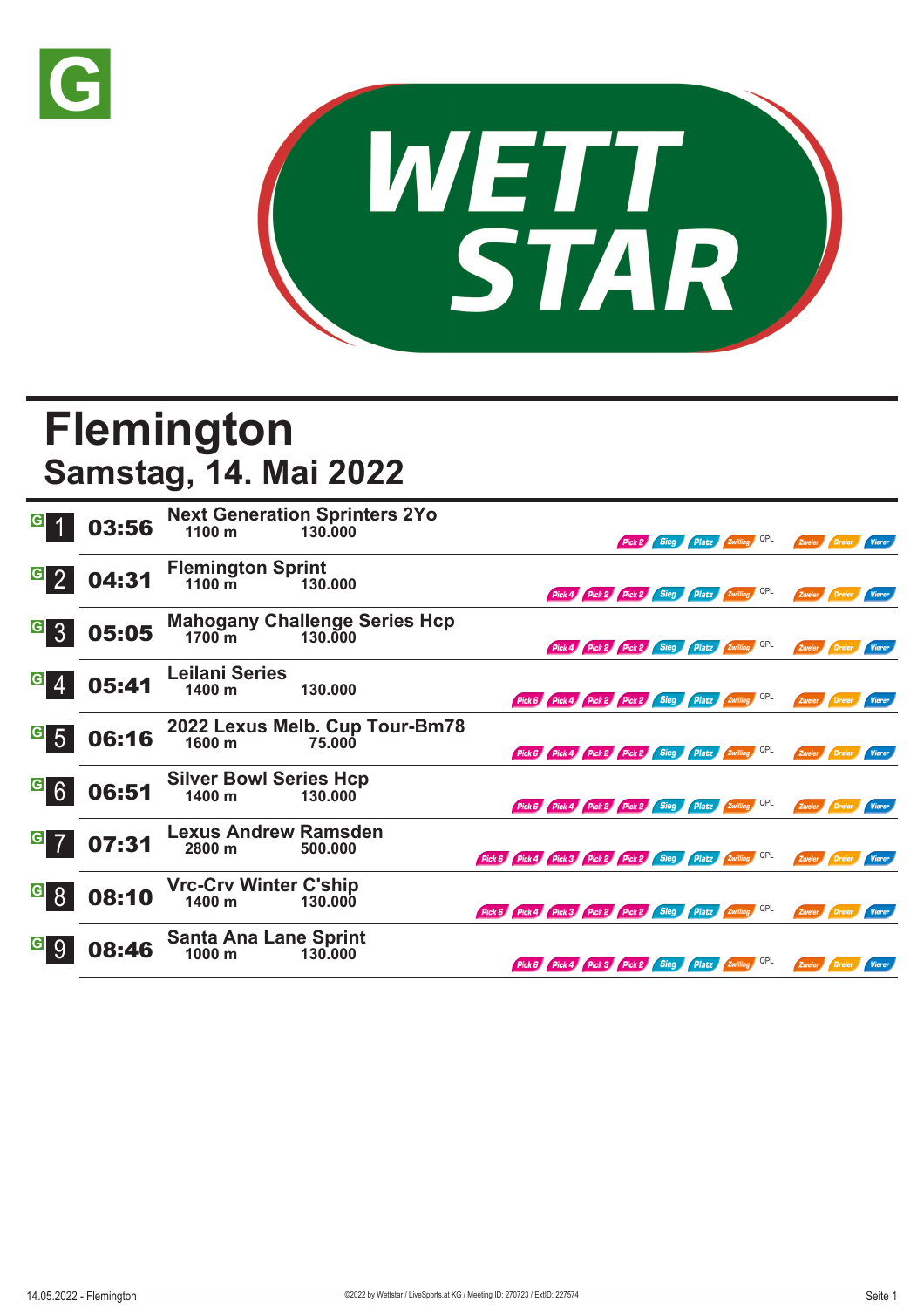# Flemington

## Samstag, 14. Mai 2022

| Nr. | Zeit | Rennen | Distanz | Preisgeld | Wetten |
|---|---|---|---|---|---|
| 1 | 03:56 | Next Generation Sprinters 2Yo | 1100 m | 130.000 | Pick 2, Sieg, Platz, Zwilling, QPL, Zweier, Dreier, Vierer |
| 2 | 04:31 | Flemington Sprint | 1100 m | 130.000 | Pick 4, Pick 2, Pick 2, Sieg, Platz, Zwilling, QPL, Zweier, Dreier, Vierer |
| 3 | 05:05 | Mahogany Challenge Series Hcp | 1700 m | 130.000 | Pick 4, Pick 2, Pick 2, Sieg, Platz, Zwilling, QPL, Zweier, Dreier, Vierer |
| 4 | 05:41 | Leilani Series | 1400 m | 130.000 | Pick 6, Pick 4, Pick 2, Pick 2, Sieg, Platz, Zwilling, QPL, Zweier, Dreier, Vierer |
| 5 | 06:16 | 2022 Lexus Melb. Cup Tour-Bm78 | 1600 m | 75.000 | Pick 6, Pick 4, Pick 2, Pick 2, Sieg, Platz, Zwilling, QPL, Zweier, Dreier, Vierer |
| 6 | 06:51 | Silver Bowl Series Hcp | 1400 m | 130.000 | Pick 6, Pick 4, Pick 2, Pick 2, Sieg, Platz, Zwilling, QPL, Zweier, Dreier, Vierer |
| 7 | 07:31 | Lexus Andrew Ramsden | 2800 m | 500.000 | Pick 6, Pick 4, Pick 3, Pick 2, Pick 2, Sieg, Platz, Zwilling, QPL, Zweier, Dreier, Vierer |
| 8 | 08:10 | Vrc-Crv Winter C'ship | 1400 m | 130.000 | Pick 6, Pick 4, Pick 3, Pick 2, Pick 2, Sieg, Platz, Zwilling, QPL, Zweier, Dreier, Vierer |
| 9 | 08:46 | Santa Ana Lane Sprint | 1000 m | 130.000 | Pick 6, Pick 4, Pick 3, Pick 2, Sieg, Platz, Zwilling, QPL, Zweier, Dreier, Vierer |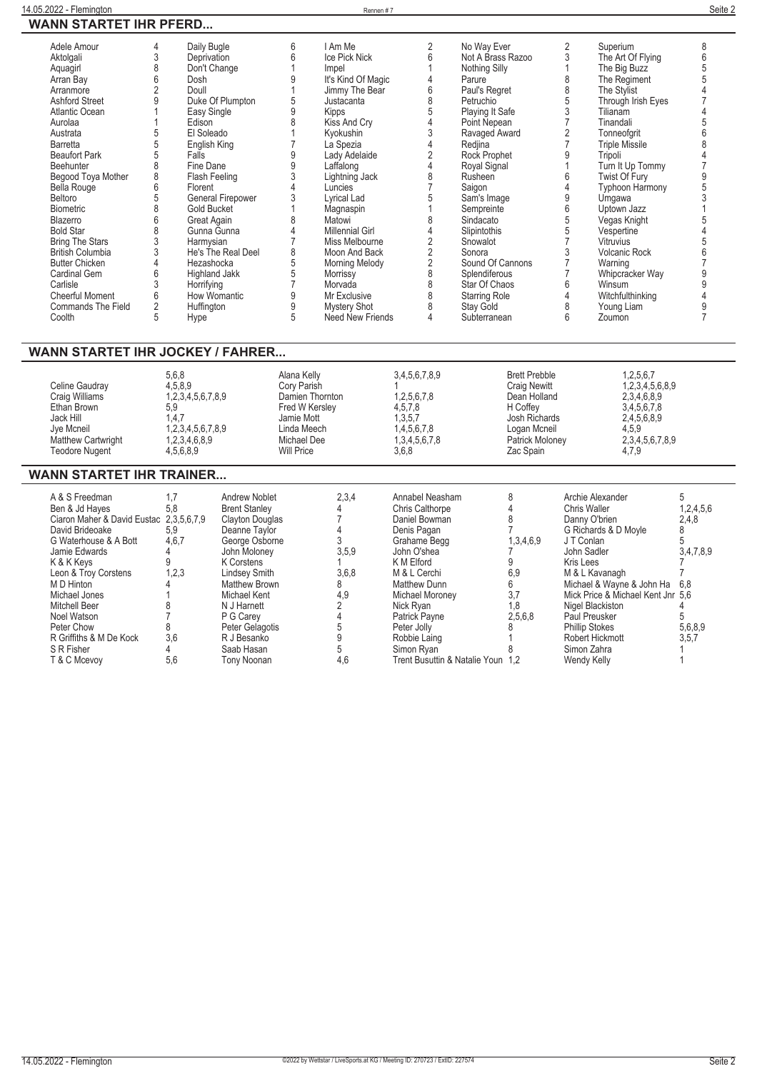## WANN STARTET IHR PFERD...

| Pferd | Rennen | Pferd | Rennen | Pferd | Rennen | Pferd | Rennen | Pferd | Rennen |
|---|---|---|---|---|---|---|---|---|---|
| Adele Amour | 4 | Daily Bugle | 6 | I Am Me | 2 | No Way Ever | 2 | Superium | 8 |
| Aktolgali | 3 | Deprivation | 6 | Ice Pick Nick | 6 | Not A Brass Razoo | 3 | The Art Of Flying | 6 |
| Aquagirl | 8 | Don't Change | 1 | Impel | 1 | Nothing Silly | 1 | The Big Buzz | 5 |
| Arran Bay | 6 | Dosh | 9 | It's Kind Of Magic | 4 | Parure | 8 | The Regiment | 5 |
| Arranmore | 2 | Doull | 1 | Jimmy The Bear | 6 | Paul's Regret | 8 | The Stylist | 4 |
| Ashford Street | 9 | Duke Of Plumpton | 5 | Justacanta | 8 | Petruchio | 5 | Through Irish Eyes | 7 |
| Atlantic Ocean | 1 | Easy Single | 9 | Kipps | 5 | Playing It Safe | 3 | Tilianam | 4 |
| Aurolaa | 1 | Edison | 8 | Kiss And Cry | 4 | Point Nepean | 7 | Tinandali | 5 |
| Austrata | 5 | El Soleado | 1 | Kyokushin | 3 | Ravaged Award | 2 | Tonneofgrit | 6 |
| Barretta | 5 | English King | 7 | La Spezia | 4 | Redjina | 7 | Triple Missile | 8 |
| Beaufort Park | 5 | Falls | 9 | Lady Adelaide | 2 | Rock Prophet | 9 | Tripoli | 4 |
| Beehunter | 8 | Fine Dane | 9 | Laffalong | 4 | Royal Signal | 1 | Turn It Up Tommy | 7 |
| Begood Toya Mother | 8 | Flash Feeling | 3 | Lightning Jack | 8 | Rusheen | 6 | Twist Of Fury | 9 |
| Bella Rouge | 6 | Florent | 4 | Luncies | 7 | Saigon | 4 | Typhoon Harmony | 5 |
| Beltoro | 5 | General Firepower | 3 | Lyrical Lad | 5 | Sam's Image | 9 | Umgawa | 3 |
| Biometric | 8 | Gold Bucket | 1 | Magnaspin | 1 | Sempreinte | 6 | Uptown Jazz | 1 |
| Blazerro | 6 | Great Again | 8 | Matowi | 8 | Sindacato | 5 | Vegas Knight | 5 |
| Bold Star | 8 | Gunna Gunna | 4 | Millennial Girl | 4 | Slipintothis | 5 | Vespertine | 4 |
| Bring The Stars | 3 | Harmysian | 7 | Miss Melbourne | 2 | Snowalot | 7 | Vitruvius | 5 |
| British Columbia | 3 | He's The Real Deel | 8 | Moon And Back | 2 | Sonora | 3 | Volcanic Rock | 6 |
| Butter Chicken | 4 | Hezashocka | 5 | Morning Melody | 2 | Sound Of Cannons | 7 | Warning | 7 |
| Cardinal Gem | 6 | Highland Jakk | 5 | Morrissy | 8 | Splendiferous | 7 | Whipcracker Way | 9 |
| Carlisle | 3 | Horrifying | 7 | Morvada | 8 | Star Of Chaos | 6 | Winsum | 9 |
| Cheerful Moment | 6 | How Womantic | 9 | Mr Exclusive | 8 | Starring Role | 4 | Witchfulthinking | 4 |
| Commands The Field | 2 | Huffington | 9 | Mystery Shot | 8 | Stay Gold | 8 | Young Liam | 9 |
| Coolth | 5 | Hype | 5 | Need New Friends | 4 | Subterranean | 6 | Zoumon | 7 |

## WANN STARTET IHR JOCKEY / FAHRER...

| Jockey | Rennen | Jockey | Rennen | Jockey | Rennen |
|---|---|---|---|---|---|
| | 5,6,8 | Alana Kelly | 3,4,5,6,7,8,9 | Brett Prebble | 1,2,5,6,7 |
| Celine Gaudray | 4,5,8,9 | Cory Parish | 1 | Craig Newitt | 1,2,3,4,5,6,8,9 |
| Craig Williams | 1,2,3,4,5,6,7,8,9 | Damien Thornton | 1,2,5,6,7,8 | Dean Holland | 2,3,4,6,8,9 |
| Ethan Brown | 5,9 | Fred W Kersley | 4,5,7,8 | H Coffey | 3,4,5,6,7,8 |
| Jack Hill | 1,4,7 | Jamie Mott | 1,3,5,7 | Josh Richards | 2,4,5,6,8,9 |
| Jye Mcneil | 1,2,3,4,5,6,7,8,9 | Linda Meech | 1,4,5,6,7,8 | Logan Mcneil | 4,5,9 |
| Matthew Cartwright | 1,2,3,4,6,8,9 | Michael Dee | 1,3,4,5,6,7,8 | Patrick Moloney | 2,3,4,5,6,7,8,9 |
| Teodore Nugent | 4,5,6,8,9 | Will Price | 3,6,8 | Zac Spain | 4,7,9 |

## WANN STARTET IHR TRAINER...

| Trainer | Rennen | Trainer | Rennen | Trainer | Rennen | Trainer | Rennen |
|---|---|---|---|---|---|---|---|
| A & S Freedman | 1,7 | Andrew Noblet | 2,3,4 | Annabel Neasham | 8 | Archie Alexander | 5 |
| Ben & Jd Hayes | 5,8 | Brent Stanley | 4 | Chris Calthorpe | 4 | Chris Waller | 1,2,4,5,6 |
| Ciaron Maher & David Eustac | 2,3,5,6,7,9 | Clayton Douglas | 7 | Daniel Bowman | 8 | Danny O'brien | 2,4,8 |
| David Brideoake | 5,9 | Deanne Taylor | 4 | Denis Pagan | 7 | G Richards & D Moyle | 8 |
| G Waterhouse & A Bott | 4,6,7 | George Osborne | 3 | Grahame Begg | 1,3,4,6,9 | J T Conlan | 5 |
| Jamie Edwards | 4 | John Moloney | 3,5,9 | John O'shea | 7 | John Sadler | 3,4,7,8,9 |
| K & K Keys | 9 | K Corstens | 1 | K M Elford | 9 | Kris Lees | 7 |
| Leon & Troy Corstens | 1,2,3 | Lindsey Smith | 3,6,8 | M & L Cerchi | 6,9 | M & L Kavanagh | 7 |
| M D Hinton | 4 | Matthew Brown | 8 | Matthew Dunn | 6 | Michael & Wayne & John Ha | 6,8 |
| Michael Jones | 1 | Michael Kent | 4,9 | Michael Moroney | 3,7 | Mick Price & Michael Kent Jnr | 5,6 |
| Mitchell Beer | 8 | N J Harnett | 2 | Nick Ryan | 1,8 | Nigel Blackiston | 4 |
| Noel Watson | 7 | P G Carey | 4 | Patrick Payne | 2,5,6,8 | Paul Preusker | 5 |
| Peter Chow | 8 | Peter Gelagotis | 5 | Peter Jolly | 8 | Phillip Stokes | 5,6,8,9 |
| R Griffiths & M De Kock | 3,6 | R J Besanko | 9 | Robbie Laing | 1 | Robert Hickmott | 3,5,7 |
| S R Fisher | 4 | Saab Hasan | 5 | Simon Ryan | 8 | Simon Zahra | 1 |
| T & C Mcevoy | 5,6 | Tony Noonan | 4,6 | Trent Busuttin & Natalie Youn | 1,2 | Wendy Kelly | 1 |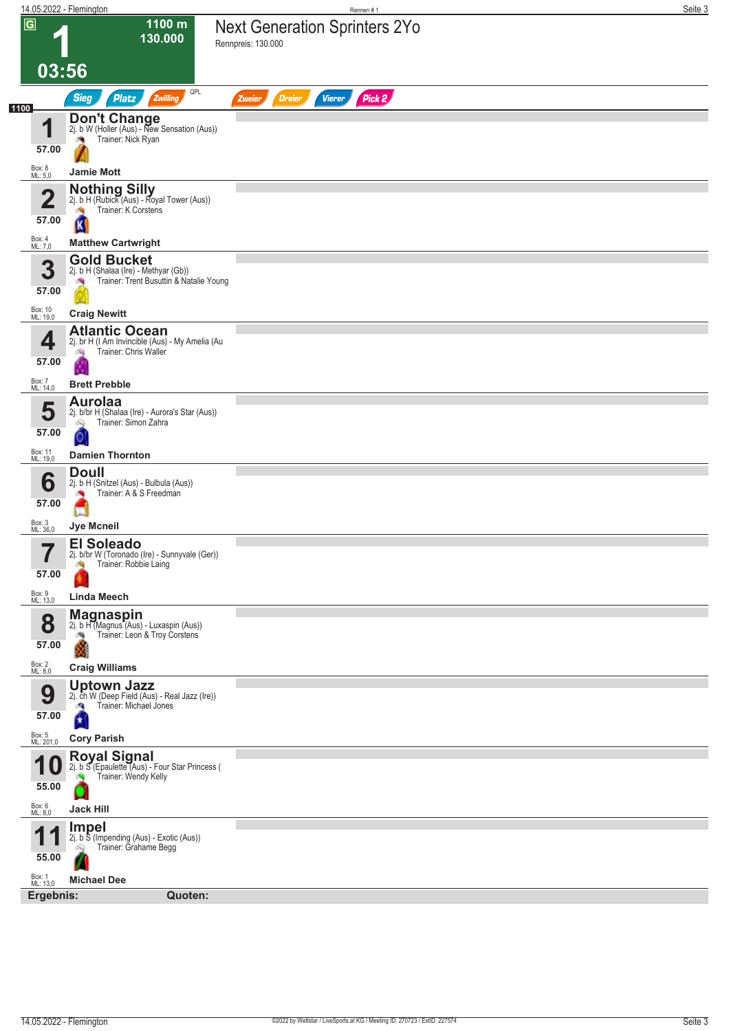# 1 — Next Generation Sprinters 2Yo

**G** | 1100 m | 130.000 | 03:56

Rennpreis: 130.000

Sieg · Platz · Zwilling · QPL · Zweier · Dreier · Vierer · Pick 2

**1100**

| Nr. | Gewicht | Box | ML | Pferd | Abstammung | Trainer | Jockey |
|---|---|---|---|---|---|---|---|
| 1 | 57.00 | 8 | 5,0 | **Don't Change** | 2j. b W (Holler (Aus) - New Sensation (Aus)) | Nick Ryan | Jamie Mott |
| 2 | 57.00 | 4 | 7,0 | **Nothing Silly** | 2j. b H (Rubick (Aus) - Royal Tower (Aus)) | K Corstens | Matthew Cartwright |
| 3 | 57.00 | 10 | 19,0 | **Gold Bucket** | 2j. b H (Shalaa (Ire) - Methyar (Gb)) | Trent Busuttin & Natalie Young | Craig Newitt |
| 4 | 57.00 | 7 | 14,0 | **Atlantic Ocean** | 2j. br H (I Am Invincible (Aus) - My Amelia (Au | Chris Waller | Brett Prebble |
| 5 | 57.00 | 11 | 19,0 | **Aurolaa** | 2j. b/br H (Shalaa (Ire) - Aurora's Star (Aus)) | Simon Zahra | Damien Thornton |
| 6 | 57.00 | 3 | 36,0 | **Doull** | 2j. b H (Snitzel (Aus) - Bulbula (Aus)) | A & S Freedman | Jye Mcneil |
| 7 | 57.00 | 9 | 13,0 | **El Soleado** | 2j. b/br W (Toronado (Ire) - Sunnyvale (Ger)) | Robbie Laing | Linda Meech |
| 8 | 57.00 | 2 | 8,0 | **Magnaspin** | 2j. b H (Magnus (Aus) - Luxaspin (Aus)) | Leon & Troy Corstens | Craig Williams |
| 9 | 57.00 | 5 | 201,0 | **Uptown Jazz** | 2j. ch W (Deep Field (Aus) - Real Jazz (Ire)) | Michael Jones | Cory Parish |
| 10 | 55.00 | 6 | 8,0 | **Royal Signal** | 2j. b S (Epaulette (Aus) - Four Star Princess ( | Wendy Kelly | Jack Hill |
| 11 | 55.00 | 1 | 13,0 | **Impel** | 2j. b S (Impending (Aus) - Exotic (Aus)) | Grahame Begg | Michael Dee |

**Ergebnis:** **Quoten:**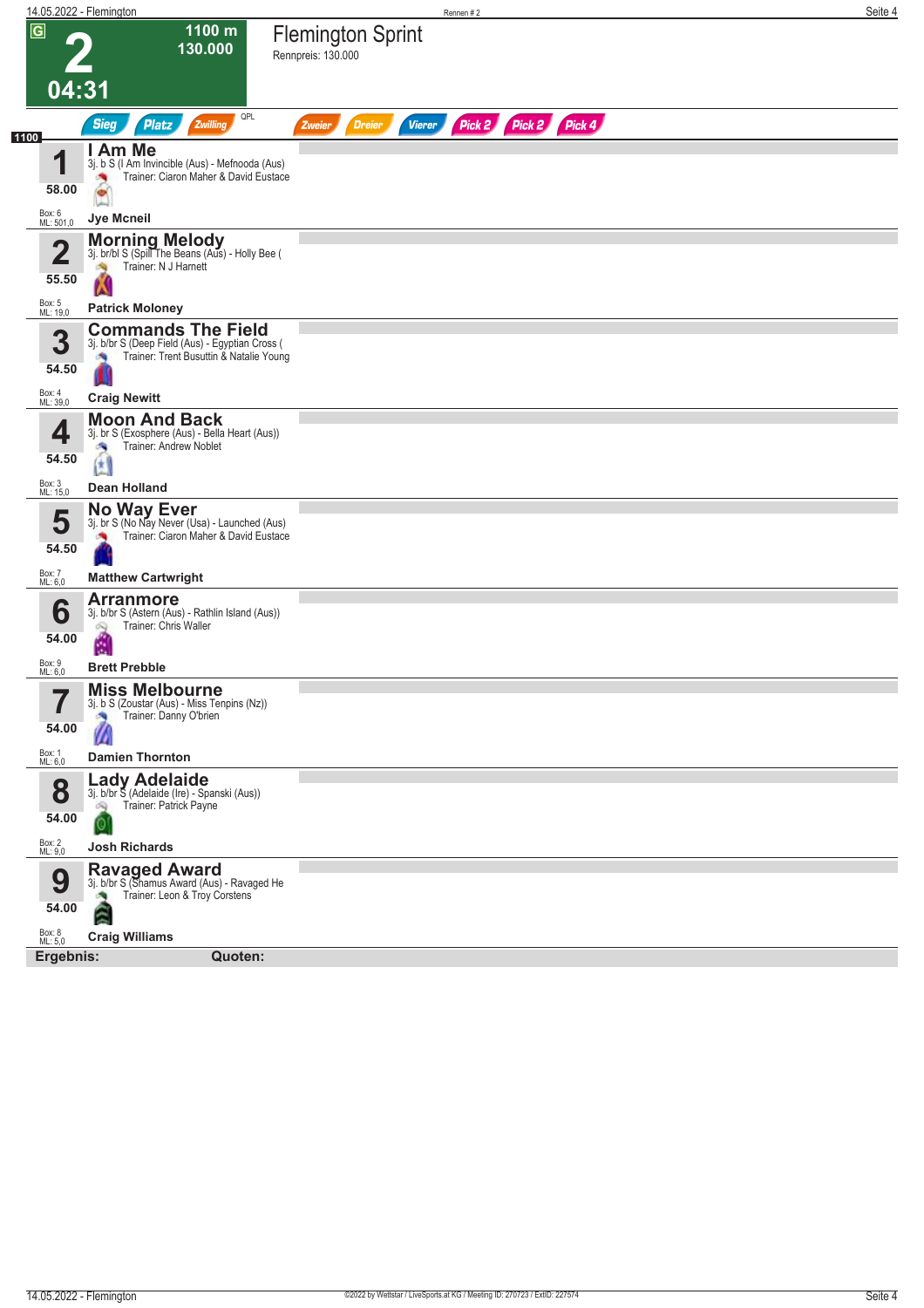# Flemington Sprint

**2** — 04:31 — 1100 m — 130.000

Rennpreis: 130.000

Sieg | Platz | Zwilling | QPL | Zweier | Dreier | Vierer | Pick 2 | Pick 2 | Pick 4

1100

| Nr. | Gewicht | Pferd | Abstammung | Trainer | Jockey | Box | ML |
|---|---|---|---|---|---|---|---|
| 1 | 58.00 | **I Am Me** | 3j. b S (I Am Invincible (Aus) - Mefnooda (Aus) | Ciaron Maher & David Eustace | Jye Mcneil | 6 | 501,0 |
| 2 | 55.50 | **Morning Melody** | 3j. br/bl S (Spill The Beans (Aus) - Holly Bee ( | N J Harnett | Patrick Moloney | 5 | 19,0 |
| 3 | 54.50 | **Commands The Field** | 3j. b/br S (Deep Field (Aus) - Egyptian Cross ( | Trent Busuttin & Natalie Young | Craig Newitt | 4 | 39,0 |
| 4 | 54.50 | **Moon And Back** | 3j. br S (Exosphere (Aus) - Bella Heart (Aus)) | Andrew Noblet | Dean Holland | 3 | 15,0 |
| 5 | 54.50 | **No Way Ever** | 3j. br S (No Nay Never (Usa) - Launched (Aus) | Ciaron Maher & David Eustace | Matthew Cartwright | 7 | 6,0 |
| 6 | 54.00 | **Arranmore** | 3j. b/br S (Astern (Aus) - Rathlin Island (Aus)) | Chris Waller | Brett Prebble | 9 | 6,0 |
| 7 | 54.00 | **Miss Melbourne** | 3j. b S (Zoustar (Aus) - Miss Tenpins (Nz)) | Danny O'brien | Damien Thornton | 1 | 6,0 |
| 8 | 54.00 | **Lady Adelaide** | 3j. b/br S (Adelaide (Ire) - Spanski (Aus)) | Patrick Payne | Josh Richards | 2 | 9,0 |
| 9 | 54.00 | **Ravaged Award** | 3j. b/br S (Shamus Award (Aus) - Ravaged He | Leon & Troy Corstens | Craig Williams | 8 | 5,0 |

**Ergebnis:** **Quoten:**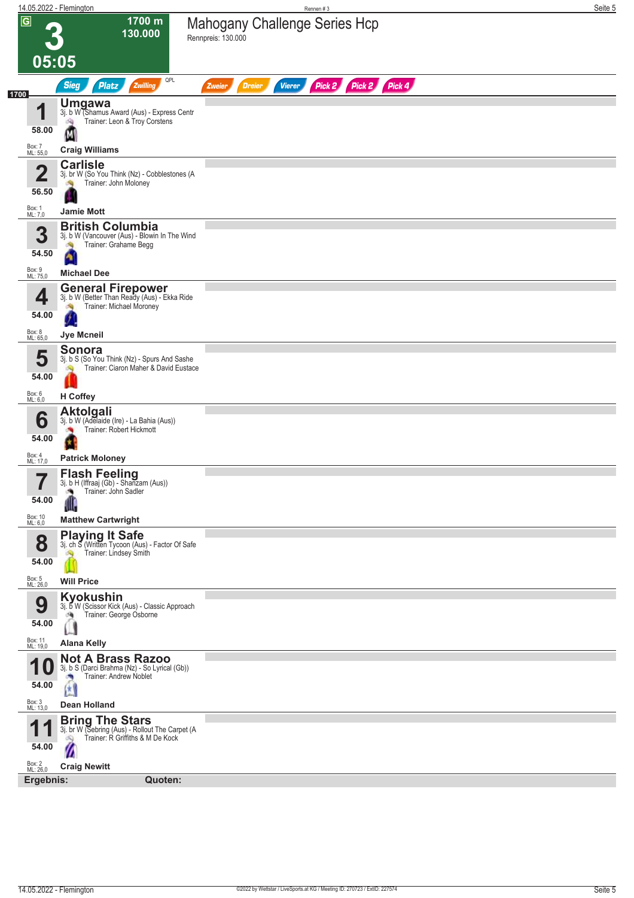# 3 — 05:05

**1700 m — 130.000**

## Mahogany Challenge Series Hcp

Rennpreis: 130.000

Sieg | Platz | Zwilling | QPL | Zweier | Dreier | Vierer | Pick 2 | Pick 2 | Pick 4

**1700**

| Nr. | Gewicht | Pferd | Abstammung | Trainer | Jockey | Box | ML |
|---|---|---|---|---|---|---|---|
| 1 | 58.00 | **Umgawa** | 3j. b W (Shamus Award (Aus) - Express Centr | Leon & Troy Corstens | Craig Williams | 7 | 55,0 |
| 2 | 56.50 | **Carlisle** | 3j. br W (So You Think (Nz) - Cobblestones (A | John Moloney | Jamie Mott | 1 | 7,0 |
| 3 | 54.50 | **British Columbia** | 3j. b W (Vancouver (Aus) - Blowin In The Wind | Grahame Begg | Michael Dee | 9 | 75,0 |
| 4 | 54.00 | **General Firepower** | 3j. b W (Better Than Ready (Aus) - Ekka Ride | Michael Moroney | Jye Mcneil | 8 | 65,0 |
| 5 | 54.00 | **Sonora** | 3j. b S (So You Think (Nz) - Spurs And Sashe | Ciaron Maher & David Eustace | H Coffey | 6 | 6,0 |
| 6 | 54.00 | **Aktolgali** | 3j. b W (Adelaide (Ire) - La Bahia (Aus)) | Robert Hickmott | Patrick Moloney | 4 | 17,0 |
| 7 | 54.00 | **Flash Feeling** | 3j. b H (Iffraaj (Gb) - Shanzam (Aus)) | John Sadler | Matthew Cartwright | 10 | 6,0 |
| 8 | 54.00 | **Playing It Safe** | 3j. ch S (Written Tycoon (Aus) - Factor Of Safe | Lindsey Smith | Will Price | 5 | 26,0 |
| 9 | 54.00 | **Kyokushin** | 3j. b W (Scissor Kick (Aus) - Classic Approach | George Osborne | Alana Kelly | 11 | 19,0 |
| 10 | 54.00 | **Not A Brass Razoo** | 3j. b S (Darci Brahma (Nz) - So Lyrical (Gb)) | Andrew Noblet | Dean Holland | 3 | 13,0 |
| 11 | 54.00 | **Bring The Stars** | 3j. br W (Sebring (Aus) - Rollout The Carpet (A | R Griffiths & M De Kock | Craig Newitt | 2 | 26,0 |

**Ergebnis:** **Quoten:**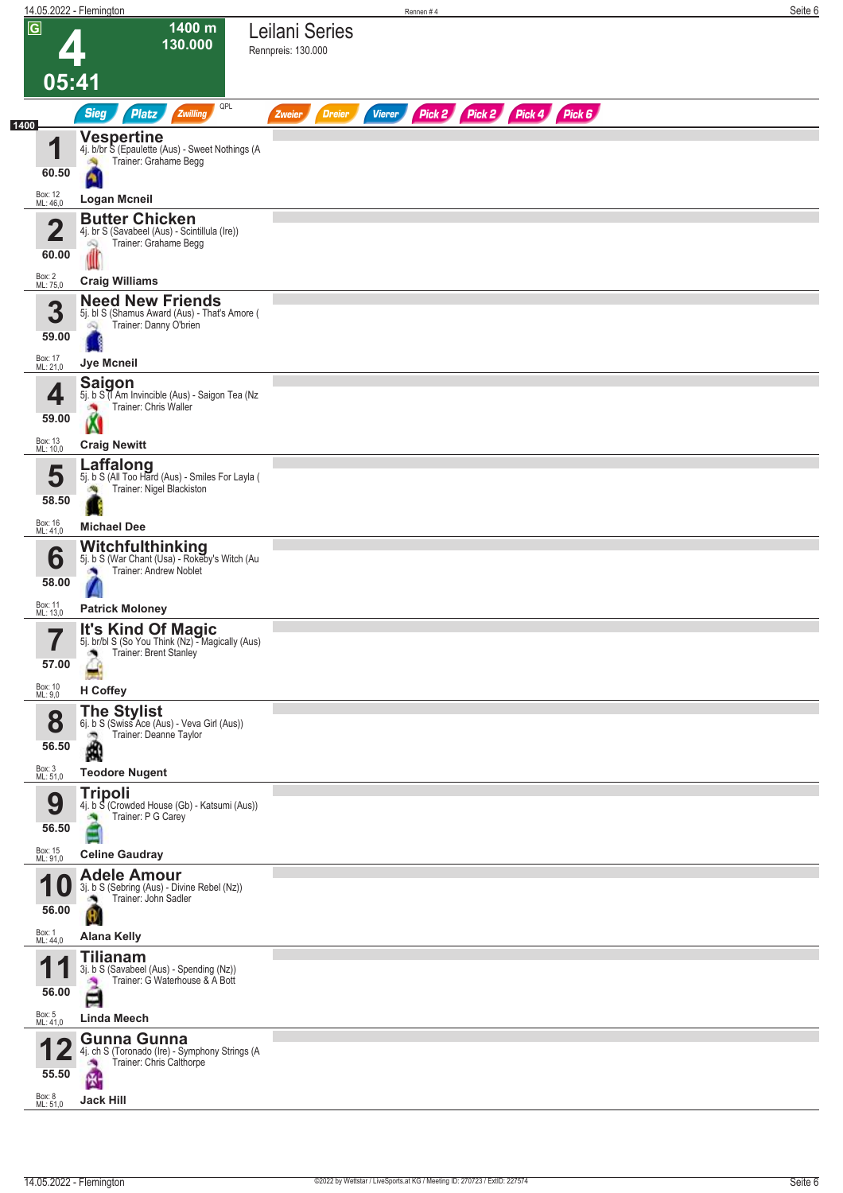# 4 — Leilani Series

G | 1400 m | 130.000 | 05:41

Rennpreis: 130.000

Sieg | Platz | Zwilling | QPL | Zweier | Dreier | Vierer | Pick 2 | Pick 2 | Pick 4 | Pick 6

1400

| Nr. | Gewicht | Pferd | Abstammung | Trainer | Jockey | Box | ML |
|---|---|---|---|---|---|---|---|
| 1 | 60.50 | **Vespertine** | 4j. b/br S (Epaulette (Aus) - Sweet Nothings (A | Grahame Begg | Logan Mcneil | 12 | 46,0 |
| 2 | 60.00 | **Butter Chicken** | 4j. br S (Savabeel (Aus) - Scintillula (Ire)) | Grahame Begg | Craig Williams | 2 | 75,0 |
| 3 | 59.00 | **Need New Friends** | 5j. bl S (Shamus Award (Aus) - That's Amore ( | Danny O'brien | Jye Mcneil | 17 | 21,0 |
| 4 | 59.00 | **Saigon** | 5j. b S (I Am Invincible (Aus) - Saigon Tea (Nz | Chris Waller | Craig Newitt | 13 | 10,0 |
| 5 | 58.50 | **Laffalong** | 5j. b S (All Too Hard (Aus) - Smiles For Layla ( | Nigel Blackiston | Michael Dee | 16 | 41,0 |
| 6 | 58.00 | **Witchfulthinking** | 5j. b S (War Chant (Usa) - Rokeby's Witch (Au | Andrew Noblet | Patrick Moloney | 11 | 13,0 |
| 7 | 57.00 | **It's Kind Of Magic** | 5j. br/bl S (So You Think (Nz) - Magically (Aus) | Brent Stanley | H Coffey | 10 | 9,0 |
| 8 | 56.50 | **The Stylist** | 6j. b S (Swiss Ace (Aus) - Veva Girl (Aus)) | Deanne Taylor | Teodore Nugent | 3 | 51,0 |
| 9 | 56.50 | **Tripoli** | 4j. b S (Crowded House (Gb) - Katsumi (Aus)) | P G Carey | Celine Gaudray | 15 | 91,0 |
| 10 | 56.00 | **Adele Amour** | 3j. b S (Sebring (Aus) - Divine Rebel (Nz)) | John Sadler | Alana Kelly | 1 | 44,0 |
| 11 | 56.00 | **Tilianam** | 3j. b S (Savabeel (Aus) - Spending (Nz)) | G Waterhouse & A Bott | Linda Meech | 5 | 41,0 |
| 12 | 55.50 | **Gunna Gunna** | 4j. ch S (Toronado (Ire) - Symphony Strings (A | Chris Calthorpe | Jack Hill | 8 | 51,0 |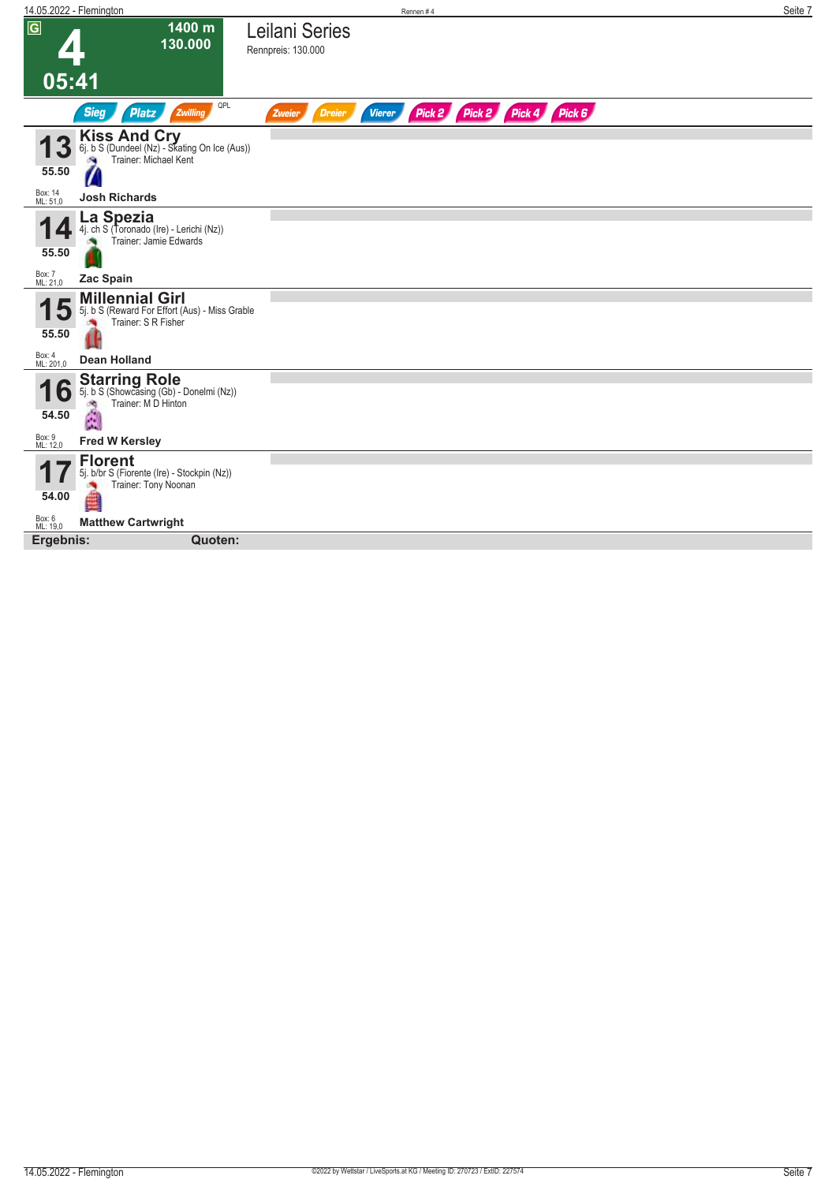# 4

**1400 m**
**130.000**

**05:41**

## Leilani Series

Rennpreis: 130.000

Sieg | Platz | Zwilling | QPL | Zweier | Dreier | Vierer | Pick 2 | Pick 2 | Pick 4 | Pick 6

---

**13** **Kiss And Cry**
6j. b S (Dundeel (Nz) - Skating On Ice (Aus))
Trainer: Michael Kent
55.50
Box: 14
ML: 51,0
**Josh Richards**

---

**14** **La Spezia**
4j. ch S (Toronado (Ire) - Lerichi (Nz))
Trainer: Jamie Edwards
55.50
Box: 7
ML: 21,0
**Zac Spain**

---

**15** **Millennial Girl**
5j. b S (Reward For Effort (Aus) - Miss Grable
Trainer: S R Fisher
55.50
Box: 4
ML: 201,0
**Dean Holland**

---

**16** **Starring Role**
5j. b S (Showcasing (Gb) - Donelmi (Nz))
Trainer: M D Hinton
54.50
Box: 9
ML: 12,0
**Fred W Kersley**

---

**17** **Florent**
5j. b/br S (Fiorente (Ire) - Stockpin (Nz))
Trainer: Tony Noonan
54.00
Box: 6
ML: 19,0
**Matthew Cartwright**

---

**Ergebnis:** **Quoten:**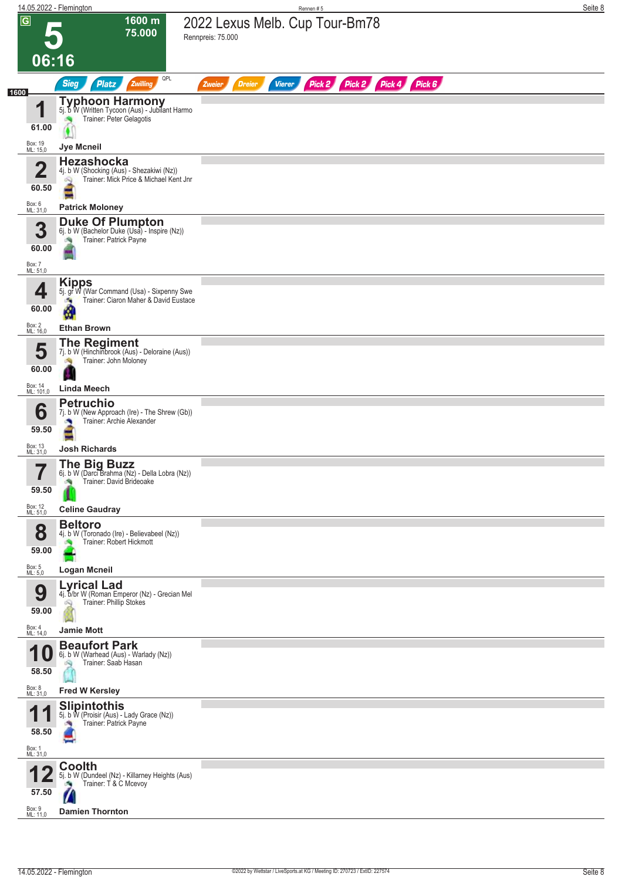# 5 — 2022 Lexus Melb. Cup Tour-Bm78

**1600 m** · **75.000** · **06:16**

Rennpreis: 75.000

Sieg · Platz · Zwilling · QPL · Zweier · Dreier · Vierer · Pick 2 · Pick 2 · Pick 4 · Pick 6

**1600**

| Nr. | Gewicht | Pferd | Abstammung | Trainer | Jockey | Box | ML |
|---|---|---|---|---|---|---|---|
| 1 | 61.00 | **Typhoon Harmony** | 5j. b W (Written Tycoon (Aus) - Jubilant Harmo | Trainer: Peter Gelagotis | Jye Mcneil | 19 | 15,0 |
| 2 | 60.50 | **Hezashocka** | 4j. b W (Shocking (Aus) - Shezakiwi (Nz)) | Trainer: Mick Price & Michael Kent Jnr | Patrick Moloney | 6 | 31,0 |
| 3 | 60.00 | **Duke Of Plumpton** | 6j. b W (Bachelor Duke (Usa) - Inspire (Nz)) | Trainer: Patrick Payne | | 7 | 51,0 |
| 4 | 60.00 | **Kipps** | 5j. gr W (War Command (Usa) - Sixpenny Swe | Trainer: Ciaron Maher & David Eustace | Ethan Brown | 2 | 16,0 |
| 5 | 60.00 | **The Regiment** | 7j. b W (Hinchinbrook (Aus) - Deloraine (Aus)) | Trainer: John Moloney | Linda Meech | 14 | 101,0 |
| 6 | 59.50 | **Petruchio** | 7j. b W (New Approach (Ire) - The Shrew (Gb)) | Trainer: Archie Alexander | Josh Richards | 13 | 31,0 |
| 7 | 59.50 | **The Big Buzz** | 6j. b W (Darci Brahma (Nz) - Della Lobra (Nz)) | Trainer: David Brideoake | Celine Gaudray | 12 | 51,0 |
| 8 | 59.00 | **Beltoro** | 4j. b W (Toronado (Ire) - Believabeel (Nz)) | Trainer: Robert Hickmott | Logan Mcneil | 5 | 5,0 |
| 9 | 59.00 | **Lyrical Lad** | 4j. b/br W (Roman Emperor (Nz) - Grecian Mel | Trainer: Phillip Stokes | Jamie Mott | 4 | 14,0 |
| 10 | 58.50 | **Beaufort Park** | 6j. b W (Warhead (Aus) - Warlady (Nz)) | Trainer: Saab Hasan | Fred W Kersley | 8 | 31,0 |
| 11 | 58.50 | **Slipintothis** | 5j. b W (Proisir (Aus) - Lady Grace (Nz)) | Trainer: Patrick Payne | | 1 | 31,0 |
| 12 | 57.50 | **Coolth** | 5j. b W (Dundeel (Nz) - Killarney Heights (Aus) | Trainer: T & C Mcevoy | Damien Thornton | 9 | 11,0 |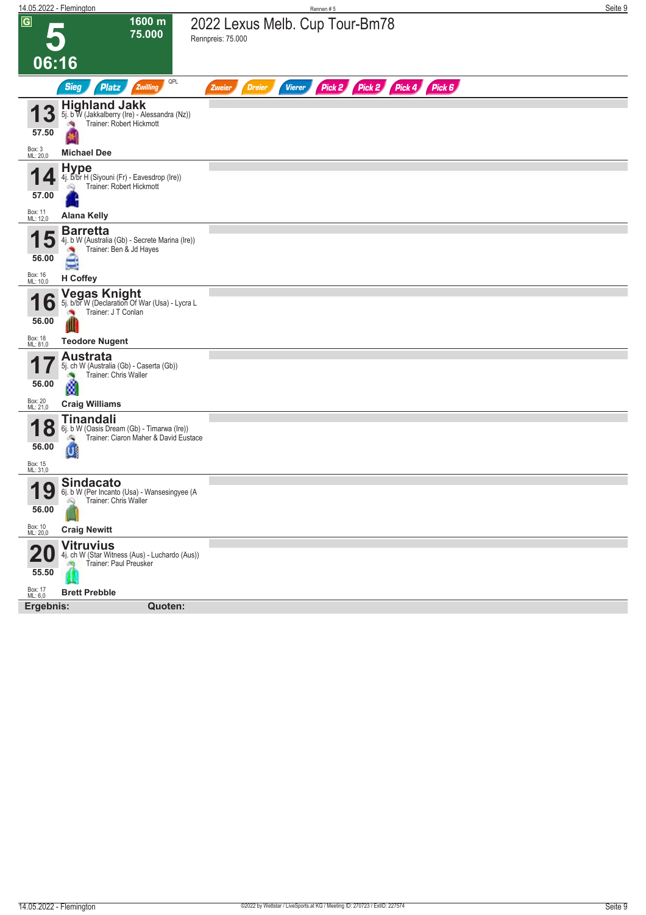# 5

**1600 m**
**75.000**

**06:16**

## 2022 Lexus Melb. Cup Tour-Bm78

Rennpreis: 75.000

Sieg | Platz | Zwilling | QPL | Zweier | Dreier | Vierer | Pick 2 | Pick 2 | Pick 4 | Pick 6

---

**13** **Highland Jakk**
5j. b W (Jakkalberry (Ire) - Alessandra (Nz))
Trainer: Robert Hickmott
57.50
Box: 3
ML: 20,0
**Michael Dee**

---

**14** **Hype**
4j. b/br H (Siyouni (Fr) - Eavesdrop (Ire))
Trainer: Robert Hickmott
57.00
Box: 11
ML: 12,0
**Alana Kelly**

---

**15** **Barretta**
4j. b W (Australia (Gb) - Secrete Marina (Ire))
Trainer: Ben & Jd Hayes
56.00
Box: 16
ML: 10,0
**H Coffey**

---

**16** **Vegas Knight**
5j. b/br W (Declaration Of War (Usa) - Lycra L
Trainer: J T Conlan
56.00
Box: 18
ML: 81,0
**Teodore Nugent**

---

**17** **Austrata**
5j. ch W (Australia (Gb) - Caserta (Gb))
Trainer: Chris Waller
56.00
Box: 20
ML: 21,0
**Craig Williams**

---

**18** **Tinandali**
6j. b W (Oasis Dream (Gb) - Timarwa (Ire))
Trainer: Ciaron Maher & David Eustace
56.00
Box: 15
ML: 31,0

---

**19** **Sindacato**
6j. b W (Per Incanto (Usa) - Wansesingyee (A
Trainer: Chris Waller
56.00
Box: 10
ML: 20,0
**Craig Newitt**

---

**20** **Vitruvius**
4j. ch W (Star Witness (Aus) - Luchardo (Aus))
Trainer: Paul Preusker
55.50
Box: 17
ML: 6,0
**Brett Prebble**

---

**Ergebnis:** **Quoten:**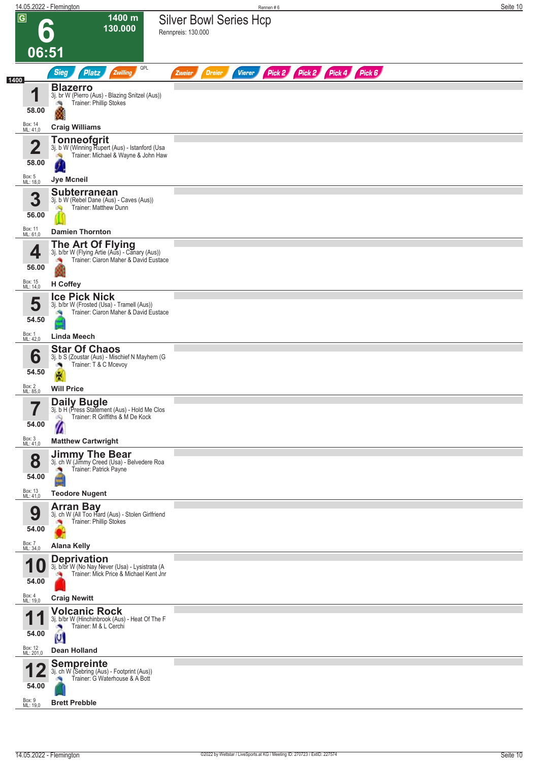# 6 — Silver Bowl Series Hcp

**1400 m** | **130.000** | **06:51**

Rennpreis: 130.000

Sieg | Platz | Zwilling | QPL | Zweier | Dreier | Vierer | Pick 2 | Pick 2 | Pick 4 | Pick 6

**1400**

| Nr. | Gewicht | Pferd | Details | Trainer | Jockey | Box | ML |
|---|---|---|---|---|---|---|---|
| 1 | 58.00 | **Blazerro** | 3j. br W (Pierro (Aus) - Blazing Snitzel (Aus)) | Phillip Stokes | **Craig Williams** | 14 | 41,0 |
| 2 | 58.00 | **Tonneofgrit** | 3j. b W (Winning Rupert (Aus) - Istanford (Usa | Michael & Wayne & John Haw | **Jye Mcneil** | 5 | 18,0 |
| 3 | 56.00 | **Subterranean** | 3j. b W (Rebel Dane (Aus) - Caves (Aus)) | Matthew Dunn | **Damien Thornton** | 11 | 61,0 |
| 4 | 56.00 | **The Art Of Flying** | 3j. b/br W (Flying Artie (Aus) - Canary (Aus)) | Ciaron Maher & David Eustace | **H Coffey** | 15 | 14,0 |
| 5 | 54.50 | **Ice Pick Nick** | 3j. b/br W (Frosted (Usa) - Tramell (Aus)) | Ciaron Maher & David Eustace | **Linda Meech** | 1 | 42,0 |
| 6 | 54.50 | **Star Of Chaos** | 3j. b S (Zoustar (Aus) - Mischief N Mayhem (G | T & C Mcevoy | **Will Price** | 2 | 85,0 |
| 7 | 54.00 | **Daily Bugle** | 3j. b H (Press Statement (Aus) - Hold Me Clos | R Griffiths & M De Kock | **Matthew Cartwright** | 3 | 41,0 |
| 8 | 54.00 | **Jimmy The Bear** | 3j. ch W (Jimmy Creed (Usa) - Belvedere Roa | Patrick Payne | **Teodore Nugent** | 13 | 41,0 |
| 9 | 54.00 | **Arran Bay** | 3j. ch W (All Too Hard (Aus) - Stolen Girlfriend | Phillip Stokes | **Alana Kelly** | 7 | 34,0 |
| 10 | 54.00 | **Deprivation** | 3j. b/br W (No Nay Never (Usa) - Lysistrata (A | Mick Price & Michael Kent Jnr | **Craig Newitt** | 4 | 19,0 |
| 11 | 54.00 | **Volcanic Rock** | 3j. b/br W (Hinchinbrook (Aus) - Heat Of The F | M & L Cerchi | **Dean Holland** | 12 | 201,0 |
| 12 | 54.00 | **Sempreinte** | 3j. ch W (Sebring (Aus) - Footprint (Aus)) | G Waterhouse & A Bott | **Brett Prebble** | 9 | 19,0 |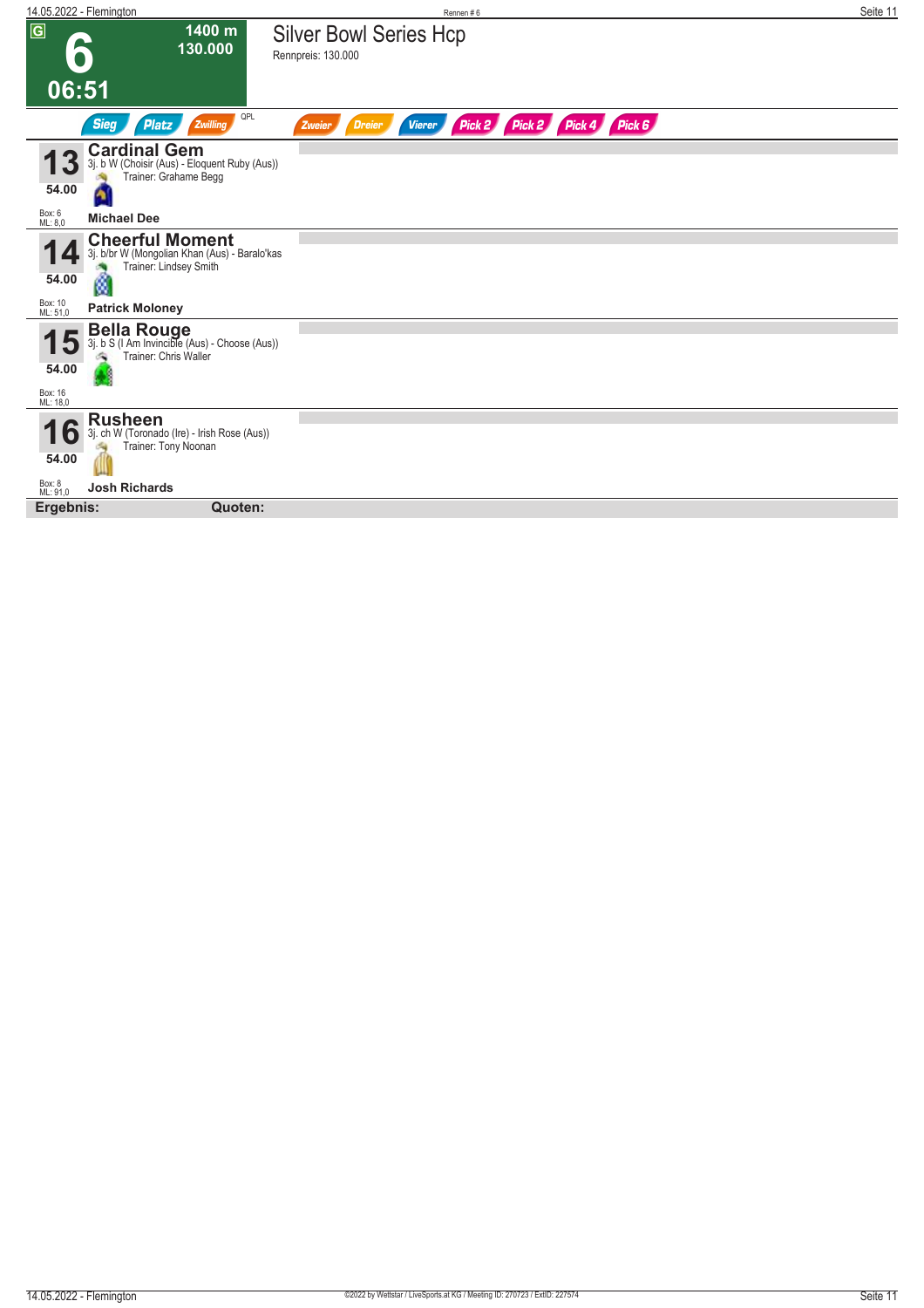## 6 — 06:51

**1400 m** | **130.000**

# Silver Bowl Series Hcp

Rennpreis: 130.000

Sieg | Platz | Zwilling | QPL | Zweier | Dreier | Vierer | Pick 2 | Pick 2 | Pick 4 | Pick 6

---

**13** — **Cardinal Gem**
3j. b W (Choisir (Aus) - Eloquent Ruby (Aus))
Trainer: Grahame Begg
54.00
Box: 6
ML: 8,0
**Michael Dee**

---

**14** — **Cheerful Moment**
3j. b/br W (Mongolian Khan (Aus) - Baralo'kas
Trainer: Lindsey Smith
54.00
Box: 10
ML: 51,0
**Patrick Moloney**

---

**15** — **Bella Rouge**
3j. b S (I Am Invincible (Aus) - Choose (Aus))
Trainer: Chris Waller
54.00
Box: 16
ML: 18,0

---

**16** — **Rusheen**
3j. ch W (Toronado (Ire) - Irish Rose (Aus))
Trainer: Tony Noonan
54.00
Box: 8
ML: 91,0
**Josh Richards**

---

**Ergebnis:** **Quoten:**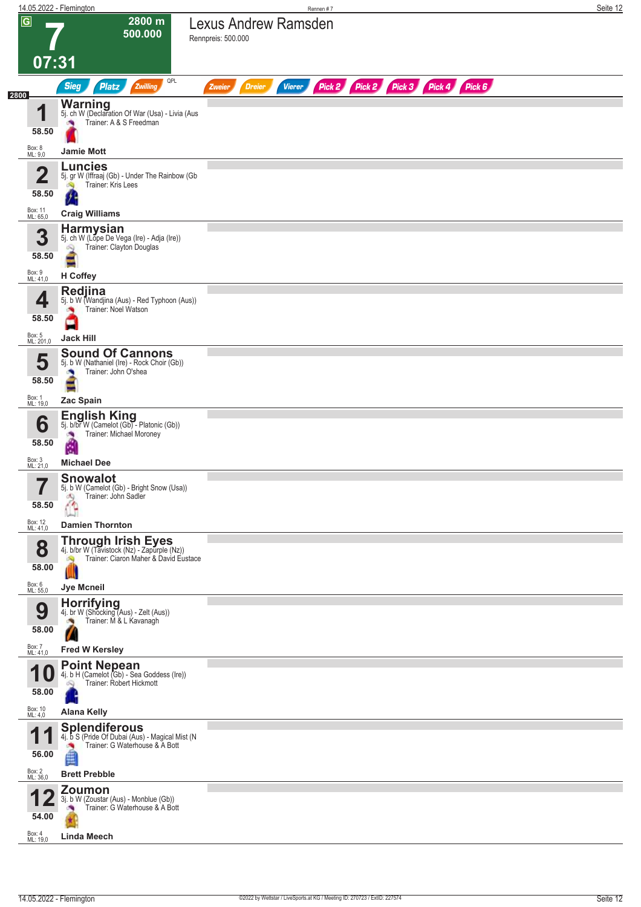# 7 — Lexus Andrew Ramsden

**G** | 2800 m | 500.000 | 07:31

Rennpreis: 500.000

Sieg | Platz | Zwilling | QPL | Zweier | Dreier | Vierer | Pick 2 | Pick 2 | Pick 3 | Pick 4 | Pick 6

2800

| Nr. | Gewicht | Pferd | Abstammung | Trainer | Jockey | Box | ML |
|---|---|---|---|---|---|---|---|
| 1 | 58.50 | **Warning** | 5j. ch W (Declaration Of War (Usa) - Livia (Aus | A & S Freedman | Jamie Mott | 8 | 9,0 |
| 2 | 58.50 | **Luncies** | 5j. gr W (Iffraaj (Gb) - Under The Rainbow (Gb | Kris Lees | Craig Williams | 11 | 65,0 |
| 3 | 58.50 | **Harmysian** | 5j. ch W (Lope De Vega (Ire) - Adja (Ire)) | Clayton Douglas | H Coffey | 9 | 41,0 |
| 4 | 58.50 | **Redjina** | 5j. b W (Wandjina (Aus) - Red Typhoon (Aus)) | Noel Watson | Jack Hill | 5 | 201,0 |
| 5 | 58.50 | **Sound Of Cannons** | 5j. b W (Nathaniel (Ire) - Rock Choir (Gb)) | John O'shea | Zac Spain | 1 | 19,0 |
| 6 | 58.50 | **English King** | 5j. b/br W (Camelot (Gb) - Platonic (Gb)) | Michael Moroney | Michael Dee | 3 | 21,0 |
| 7 | 58.50 | **Snowalot** | 5j. b W (Camelot (Gb) - Bright Snow (Usa)) | John Sadler | Damien Thornton | 12 | 41,0 |
| 8 | 58.00 | **Through Irish Eyes** | 4j. b/br W (Tavistock (Nz) - Zapurple (Nz)) | Ciaron Maher & David Eustace | Jye Mcneil | 6 | 55,0 |
| 9 | 58.00 | **Horrifying** | 4j. br W (Shocking (Aus) - Zelt (Aus)) | M & L Kavanagh | Fred W Kersley | 7 | 41,0 |
| 10 | 58.00 | **Point Nepean** | 4j. b H (Camelot (Gb) - Sea Goddess (Ire)) | Robert Hickmott | Alana Kelly | 10 | 4,0 |
| 11 | 56.00 | **Splendiferous** | 4j. b S (Pride Of Dubai (Aus) - Magical Mist (N | G Waterhouse & A Bott | Brett Prebble | 2 | 36,0 |
| 12 | 54.00 | **Zoumon** | 3j. b W (Zoustar (Aus) - Monblue (Gb)) | G Waterhouse & A Bott | Linda Meech | 4 | 19,0 |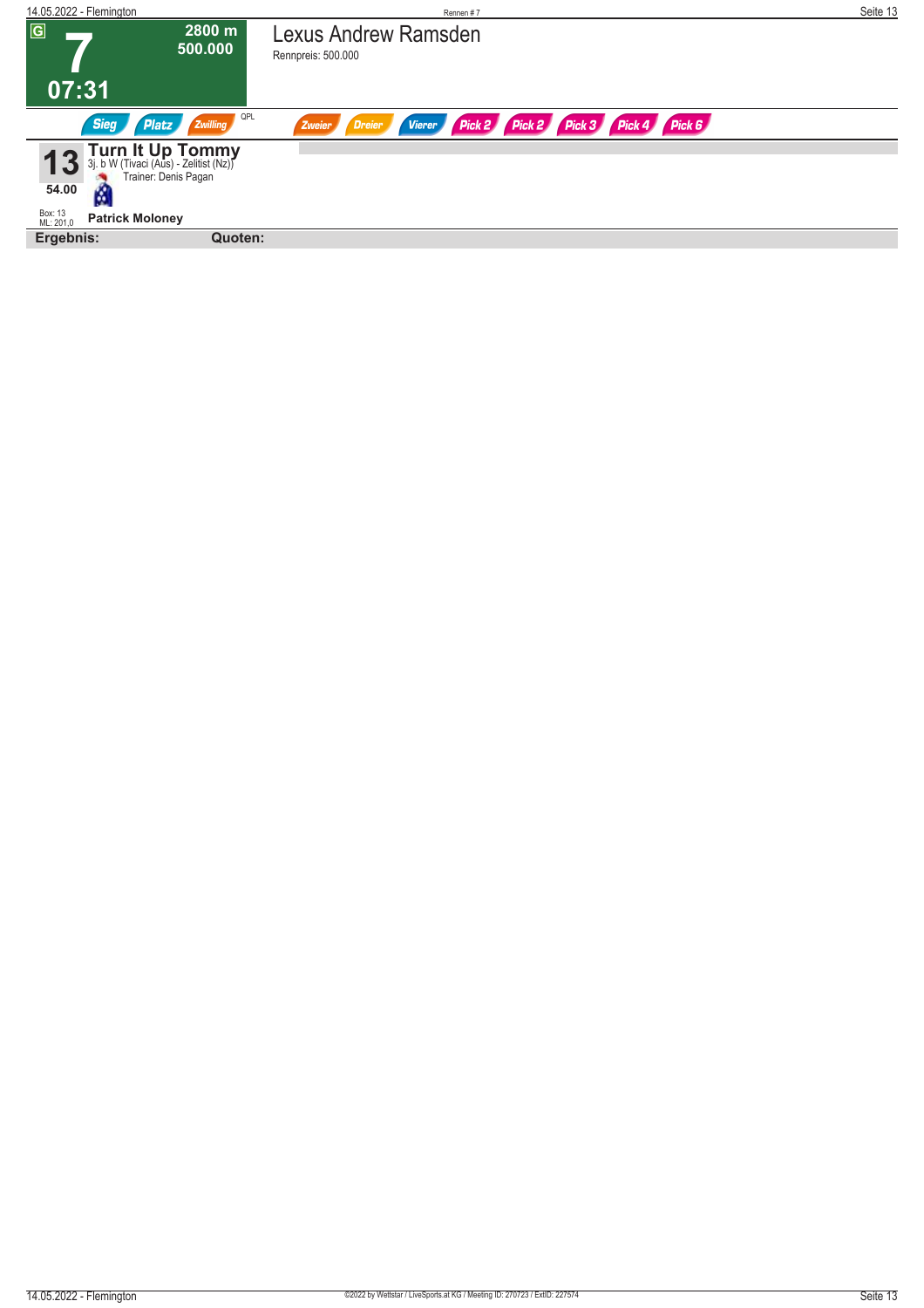G

# 7

2800 m
500.000

07:31

## Lexus Andrew Ramsden

Rennpreis: 500.000

Sieg Platz Zwilling QPL Zweier Dreier Vierer Pick 2 Pick 2 Pick 3 Pick 4 Pick 6

**13** **Turn It Up Tommy**
3j. b W (Tivaci (Aus) - Zelitist (Nz))
Trainer: Denis Pagan

**54.00**

Box: 13
ML: 201,0

**Patrick Moloney**

**Ergebnis:** **Quoten:**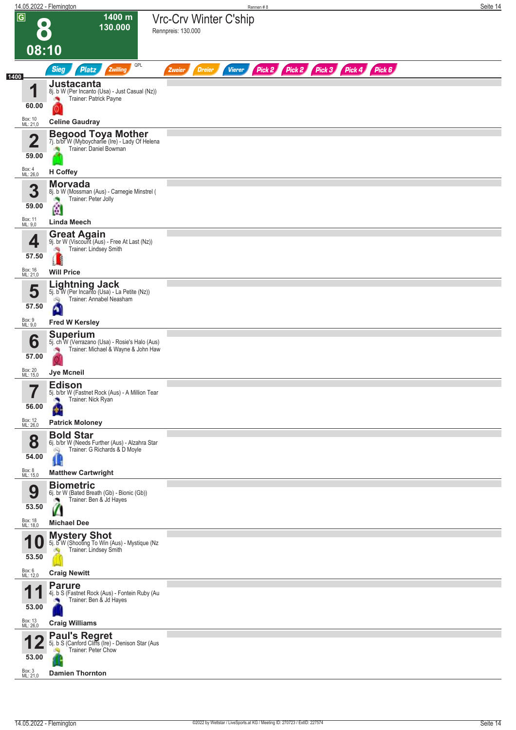# 8

**1400 m**
**130.000**

**08:10**

## Vrc-Crv Winter C'ship

Rennpreis: 130.000

Sieg | Platz | Zwilling | QPL | Zweier | Dreier | Vierer | Pick 2 | Pick 2 | Pick 3 | Pick 4 | Pick 6

1400

| Nr. | Pferd | Jockey | Box / ML |
|---|---|---|---|
| **1** (60.00) | **Justacanta** — 8j. b W (Per Incanto (Usa) - Just Casual (Nz)) — Trainer: Patrick Payne | Celine Gaudray | Box: 10, ML: 21,0 |
| **2** (59.00) | **Begood Toya Mother** — 7j. b/br W (Myboycharlie (Ire) - Lady Of Helena — Trainer: Daniel Bowman | H Coffey | Box: 4, ML: 26,0 |
| **3** (59.00) | **Morvada** — 8j. b W (Mossman (Aus) - Carnegie Minstrel ( — Trainer: Peter Jolly | Linda Meech | Box: 11, ML: 9,0 |
| **4** (57.50) | **Great Again** — 9j. br W (Viscount (Aus) - Free At Last (Nz)) — Trainer: Lindsey Smith | Will Price | Box: 16, ML: 21,0 |
| **5** (57.50) | **Lightning Jack** — 5j. b W (Per Incanto (Usa) - La Petite (Nz)) — Trainer: Annabel Neasham | Fred W Kersley | Box: 9, ML: 9,0 |
| **6** (57.00) | **Superium** — 5j. ch W (Verrazano (Usa) - Rosie's Halo (Aus) — Trainer: Michael & Wayne & John Haw | Jye Mcneil | Box: 20, ML: 15,0 |
| **7** (56.00) | **Edison** — 5j. b/br W (Fastnet Rock (Aus) - A Million Tear — Trainer: Nick Ryan | Patrick Moloney | Box: 12, ML: 26,0 |
| **8** (54.00) | **Bold Star** — 6j. b/br W (Needs Further (Aus) - Alzahra Star — Trainer: G Richards & D Moyle | Matthew Cartwright | Box: 8, ML: 15,0 |
| **9** (53.50) | **Biometric** — 6j. br W (Bated Breath (Gb) - Bionic (Gb)) — Trainer: Ben & Jd Hayes | Michael Dee | Box: 18, ML: 18,0 |
| **10** (53.50) | **Mystery Shot** — 5j. b W (Shooting To Win (Aus) - Mystique (Nz — Trainer: Lindsey Smith | Craig Newitt | Box: 6, ML: 12,0 |
| **11** (53.00) | **Parure** — 4j. b S (Fastnet Rock (Aus) - Fontein Ruby (Au — Trainer: Ben & Jd Hayes | Craig Williams | Box: 13, ML: 26,0 |
| **12** (53.00) | **Paul's Regret** — 5j. b S (Canford Cliffs (Ire) - Denison Star (Aus — Trainer: Peter Chow | Damien Thornton | Box: 3, ML: 21,0 |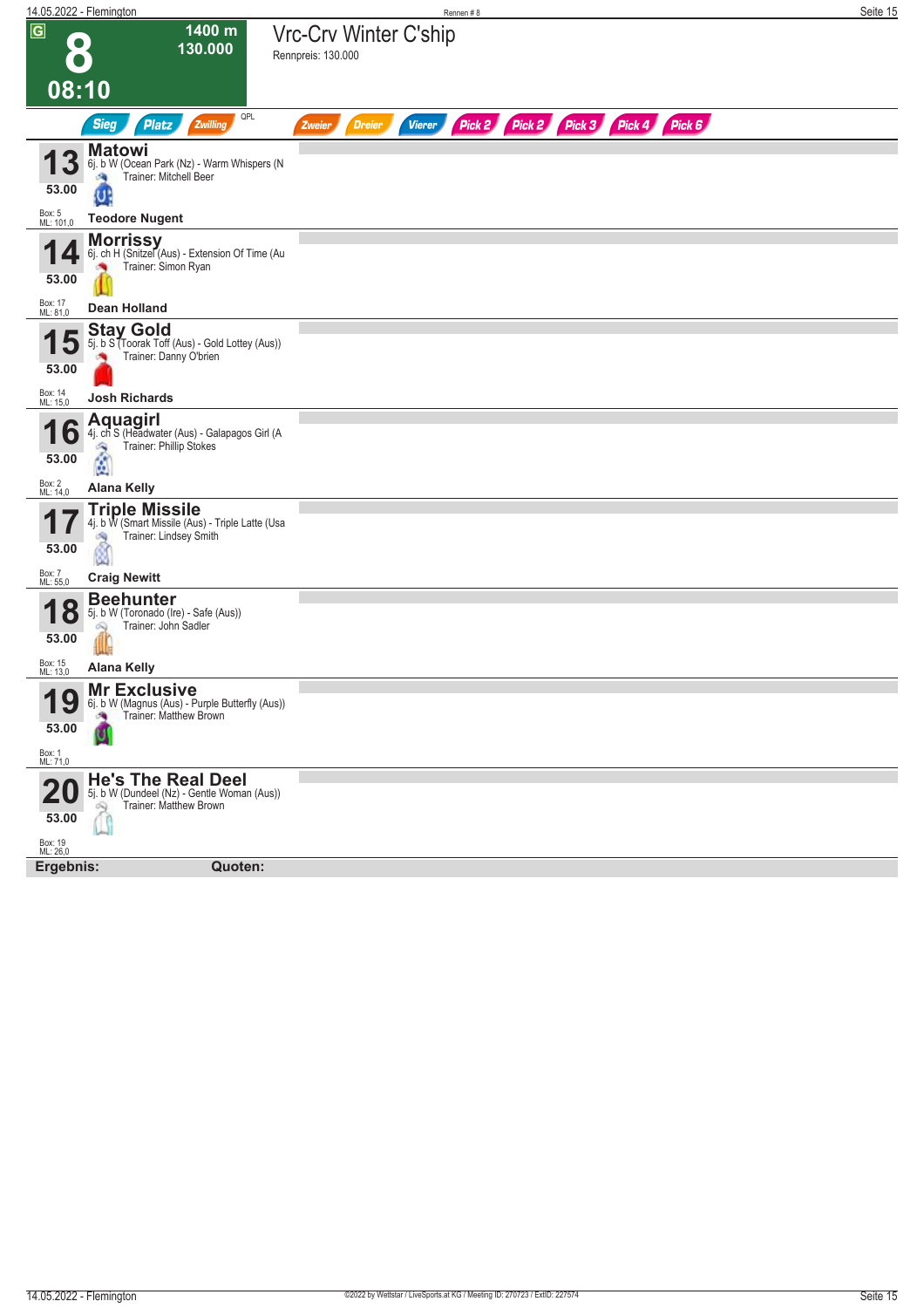# 8 — Vrc-Crv Winter C'ship

**08:10** | 1400 m | 130.000

Rennpreis: 130.000

Sieg | Platz | Zwilling | QPL | Zweier | Dreier | Vierer | Pick 2 | Pick 2 | Pick 3 | Pick 4 | Pick 6

---

**13 — Matowi**
6j. b W (Ocean Park (Nz) - Warm Whispers (N
Trainer: Mitchell Beer
53.00
Box: 5
ML: 101,0
**Teodore Nugent**

---

**14 — Morrissy**
6j. ch H (Snitzel (Aus) - Extension Of Time (Au
Trainer: Simon Ryan
53.00
Box: 17
ML: 81,0
**Dean Holland**

---

**15 — Stay Gold**
5j. b S (Toorak Toff (Aus) - Gold Lottey (Aus))
Trainer: Danny O'brien
53.00
Box: 14
ML: 15,0
**Josh Richards**

---

**16 — Aquagirl**
4j. ch S (Headwater (Aus) - Galapagos Girl (A
Trainer: Phillip Stokes
53.00
Box: 2
ML: 14,0
**Alana Kelly**

---

**17 — Triple Missile**
4j. b W (Smart Missile (Aus) - Triple Latte (Usa
Trainer: Lindsey Smith
53.00
Box: 7
ML: 55,0
**Craig Newitt**

---

**18 — Beehunter**
5j. b W (Toronado (Ire) - Safe (Aus))
Trainer: John Sadler
53.00
Box: 15
ML: 13,0
**Alana Kelly**

---

**19 — Mr Exclusive**
6j. b W (Magnus (Aus) - Purple Butterfly (Aus))
Trainer: Matthew Brown
53.00
Box: 1
ML: 71,0

---

**20 — He's The Real Deel**
5j. b W (Dundeel (Nz) - Gentle Woman (Aus))
Trainer: Matthew Brown
53.00
Box: 19
ML: 26,0

---

**Ergebnis:** **Quoten:**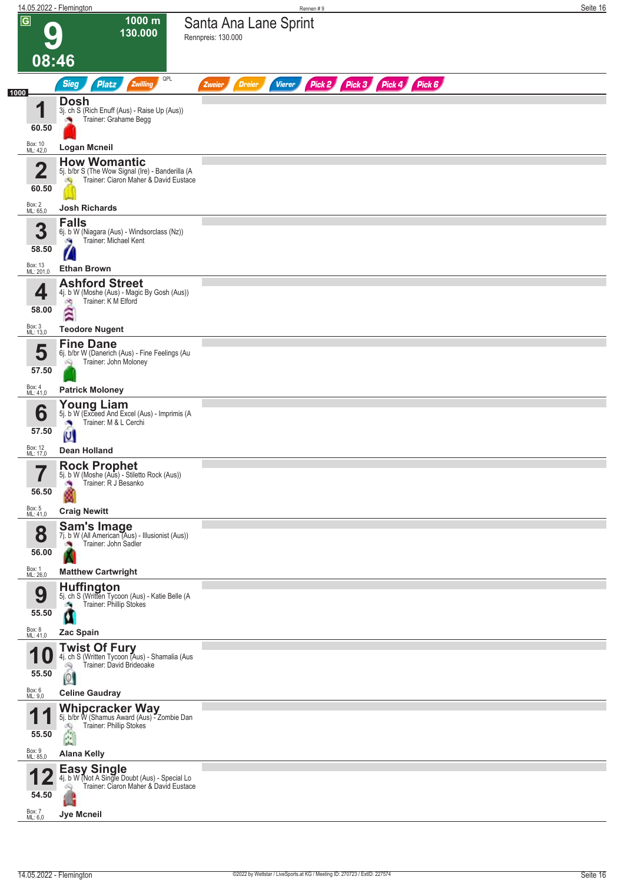# Santa Ana Lane Sprint

Rennpreis: 130.000

**9** — 08:46 — 1000 m — 130.000

Sieg | Platz | Zwilling | QPL | Zweier | Dreier | Vierer | Pick 2 | Pick 3 | Pick 4 | Pick 6

1000

| Nr. | Gewicht | Box / ML | Pferd | Abstammung | Trainer | Jockey |
|---|---|---|---|---|---|---|
| 1 | 60.50 | Box: 10, ML: 42,0 | **Dosh** | 3j. ch S (Rich Enuff (Aus) - Raise Up (Aus)) | Grahame Begg | Logan Mcneil |
| 2 | 60.50 | Box: 2, ML: 65,0 | **How Womantic** | 5j. b/br S (The Wow Signal (Ire) - Banderilla (A | Ciaron Maher & David Eustace | Josh Richards |
| 3 | 58.50 | Box: 13, ML: 201,0 | **Falls** | 6j. b W (Niagara (Aus) - Windsorclass (Nz)) | Michael Kent | Ethan Brown |
| 4 | 58.00 | Box: 3, ML: 13,0 | **Ashford Street** | 4j. b W (Moshe (Aus) - Magic By Gosh (Aus)) | K M Elford | Teodore Nugent |
| 5 | 57.50 | Box: 4, ML: 41,0 | **Fine Dane** | 6j. b/br W (Danerich (Aus) - Fine Feelings (Au | John Moloney | Patrick Moloney |
| 6 | 57.50 | Box: 12, ML: 17,0 | **Young Liam** | 5j. b W (Exceed And Excel (Aus) - Imprimis (A | M & L Cerchi | Dean Holland |
| 7 | 56.50 | Box: 5, ML: 41,0 | **Rock Prophet** | 5j. b W (Moshe (Aus) - Stiletto Rock (Aus)) | R J Besanko | Craig Newitt |
| 8 | 56.00 | Box: 1, ML: 26,0 | **Sam's Image** | 7j. b W (All American (Aus) - Illusionist (Aus)) | John Sadler | Matthew Cartwright |
| 9 | 55.50 | Box: 8, ML: 41,0 | **Huffington** | 5j. ch S (Written Tycoon (Aus) - Katie Belle (A | Phillip Stokes | Zac Spain |
| 10 | 55.50 | Box: 6, ML: 9,0 | **Twist Of Fury** | 4j. ch S (Written Tycoon (Aus) - Shamalia (Aus | David Brideoake | Celine Gaudray |
| 11 | 55.50 | Box: 9, ML: 85,0 | **Whipcracker Way** | 5j. b/br W (Shamus Award (Aus) - Zombie Dan | Phillip Stokes | Alana Kelly |
| 12 | 54.50 | Box: 7, ML: 6,0 | **Easy Single** | 4j. b W (Not A Single Doubt (Aus) - Special Lo | Ciaron Maher & David Eustace | Jye Mcneil |

©2022 by Wettstar / LiveSports.at KG / Meeting ID: 270723 / ExtID: 227574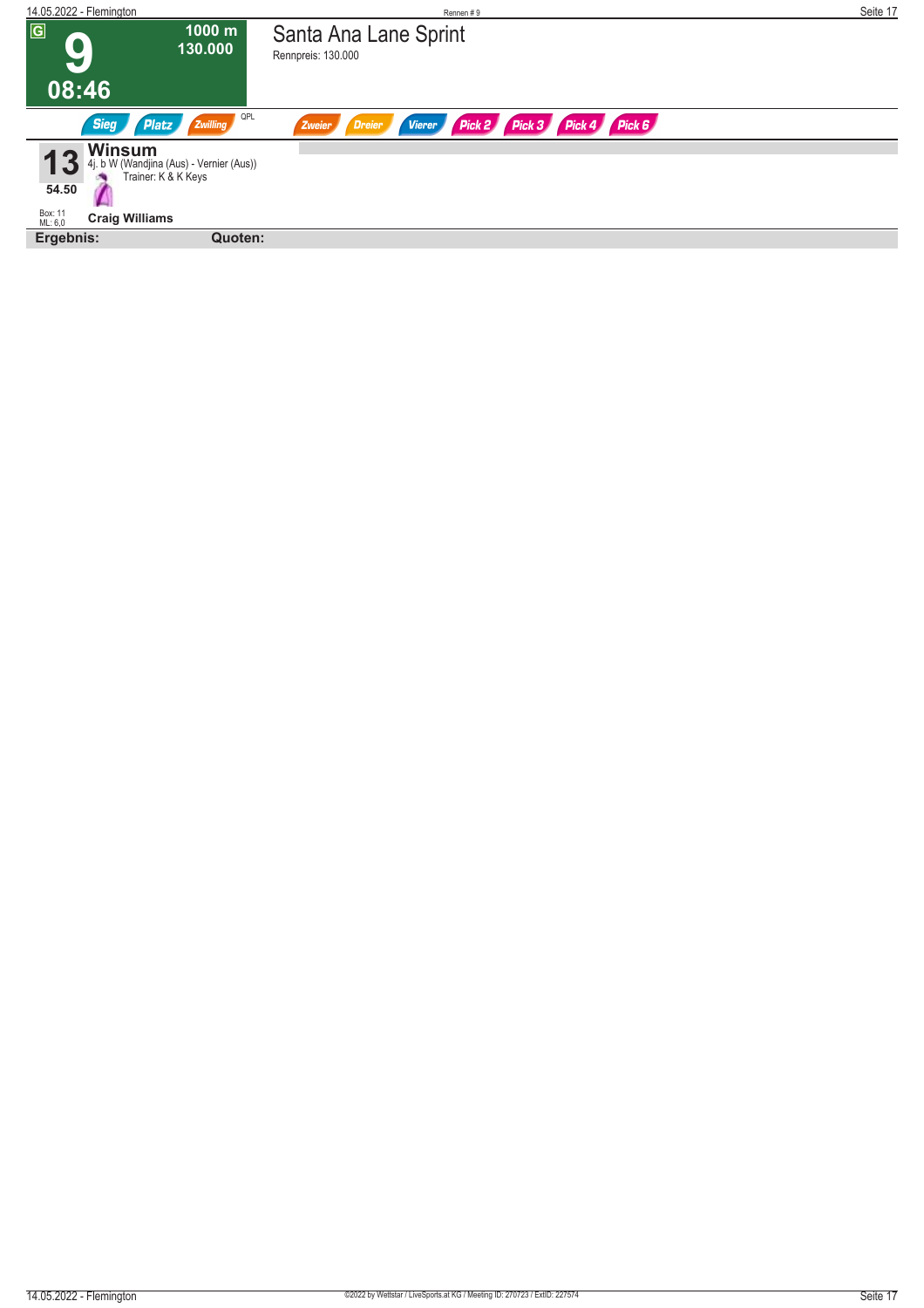G

# 9

1000 m
130.000

08:46

## Santa Ana Lane Sprint

Rennpreis: 130.000

Sieg Platz Zwilling QPL Zweier Dreier Vierer Pick 2 Pick 3 Pick 4 Pick 6

**13** **Winsum**
4j. b W (Wandjina (Aus) - Vernier (Aus))
Trainer: K & K Keys

54.50

Box: 11
ML: 6,0

**Craig Williams**

**Ergebnis:** **Quoten:**